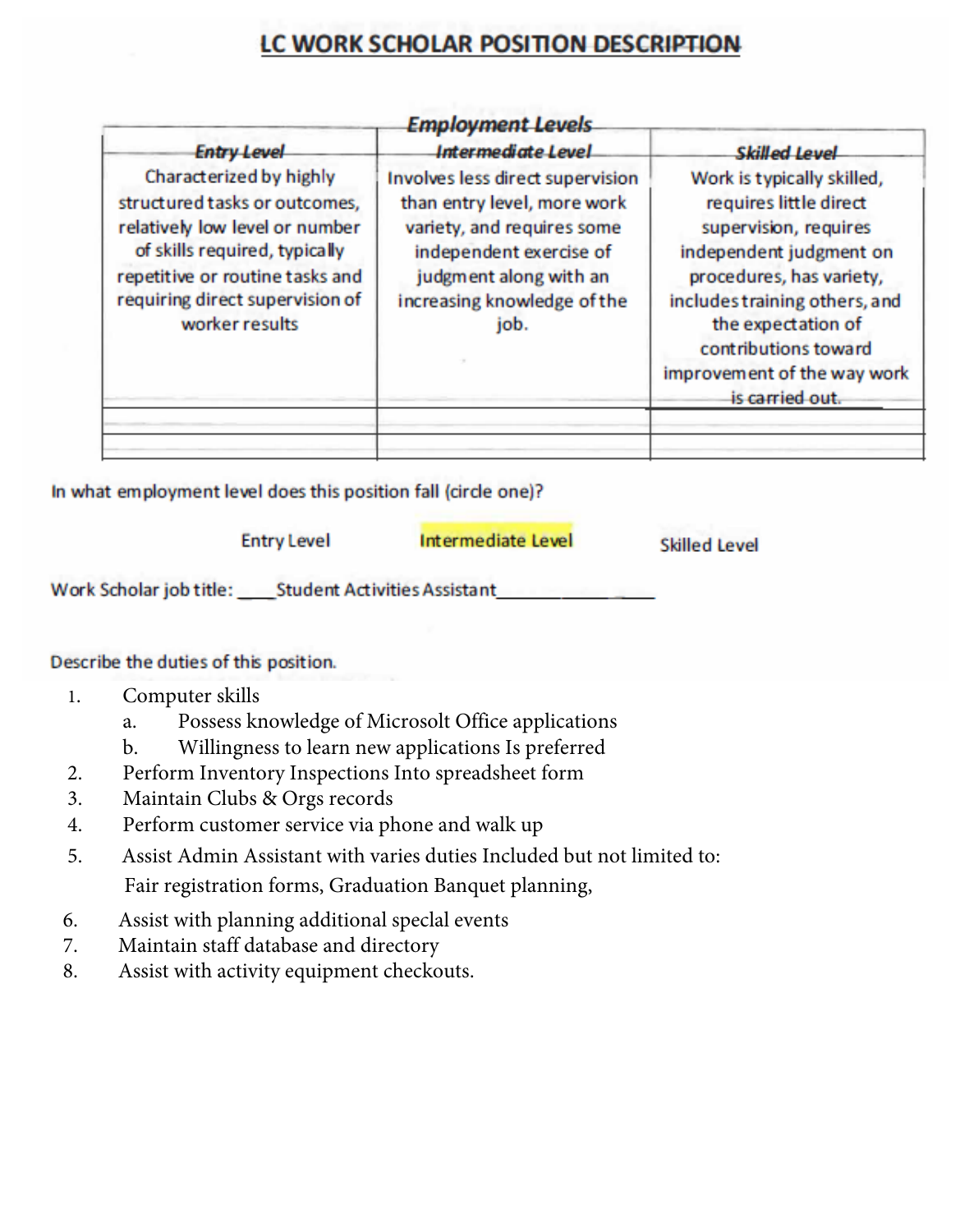# LC WORK SCHOLAR POSITION DESCRIPTION

| *Employment Levels* | | |
|---|---|---|
| *Entry Level* | *Intermediate Level* | *Skilled Level* |
| Characterized by highly structured tasks or outcomes, relatively low level or number of skills required, typically repetitive or routine tasks and requiring direct supervision of worker results | Involves less direct supervision than entry level, more work variety, and requires some independent exercise of judgment along with an increasing knowledge of the job. | Work is typically skilled, requires little direct supervision, requires independent judgment on procedures, has variety, includes training others, and the expectation of contributions toward improvement of the way work is carried out. |
| | | |
| | | |

In what employment level does this position fall (circle one)?

Entry Level &nbsp;&nbsp;&nbsp;&nbsp; Intermediate Level &nbsp;&nbsp;&nbsp;&nbsp; Skilled Level

Work Scholar job title: ____Student Activities Assistant_______________

Describe the duties of this position.

1. Computer skills
   a. Possess knowledge of Microsolt Office applications
   b. Willingness to learn new applications Is preferred
2. Perform Inventory Inspections Into spreadsheet form
3. Maintain Clubs & Orgs records
4. Perform customer service via phone and walk up
5. Assist Admin Assistant with varies duties Included but not limited to: Fair registration forms, Graduation Banquet planning,
6. Assist with planning additional specal events
7. Maintain staff database and directory
8. Assist with activity equipment checkouts.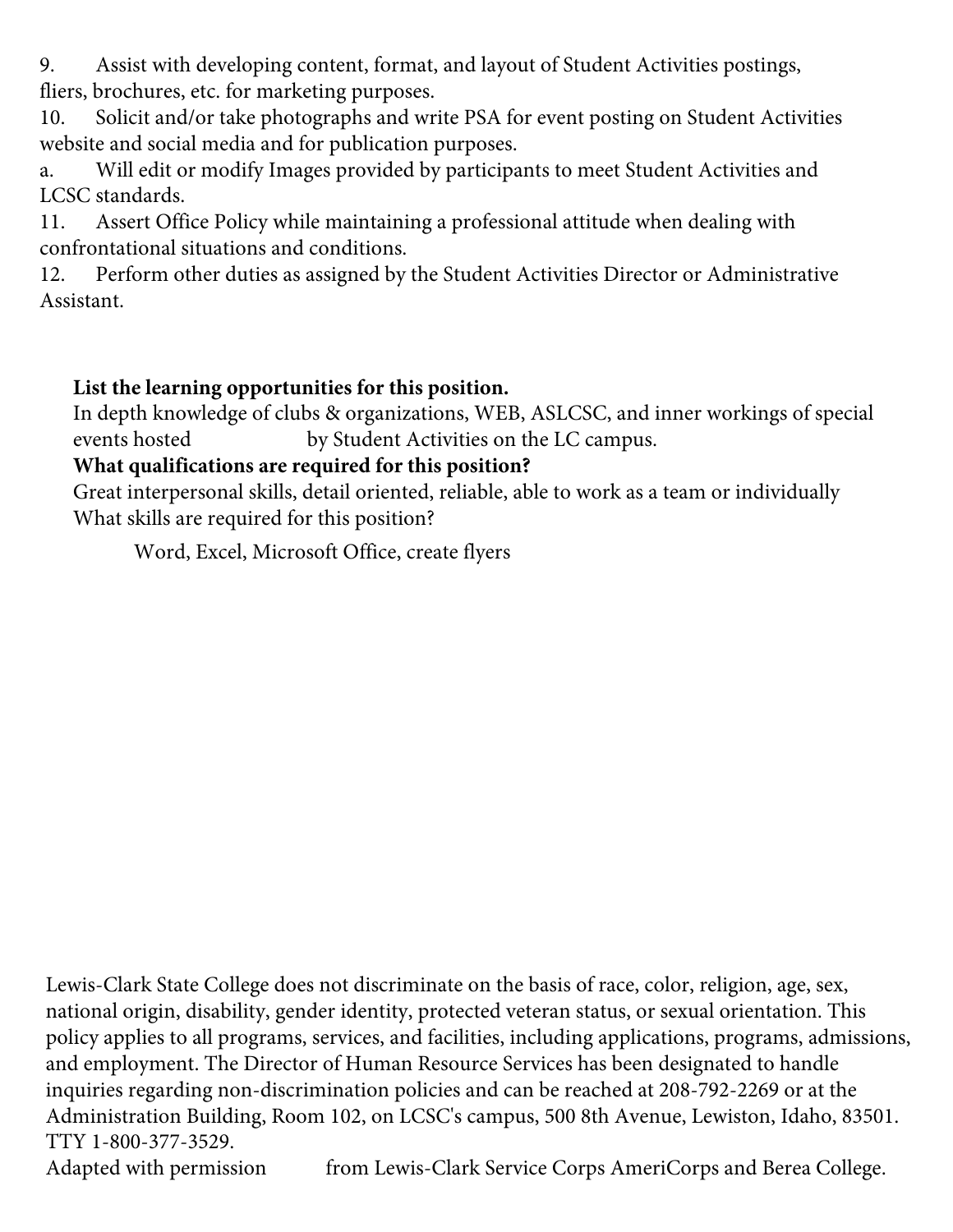9. Assist with developing content, format, and layout of Student Activities postings, fliers, brochures, etc. for marketing purposes.

10. Solicit and/or take photographs and write PSA for event posting on Student Activities website and social media and for publication purposes.

a. Will edit or modify Images provided by participants to meet Student Activities and LCSC standards.

11. Assert Office Policy while maintaining a professional attitude when dealing with confrontational situations and conditions.

12. Perform other duties as assigned by the Student Activities Director or Administrative Assistant.

**List the learning opportunities for this position.**

In depth knowledge of clubs & organizations, WEB, ASLCSC, and inner workings of special events hosted by Student Activities on the LC campus.

**What qualifications are required for this position?**

Great interpersonal skills, detail oriented, reliable, able to work as a team or individually

What skills are required for this position?

Word, Excel, Microsoft Office, create flyers

Lewis-Clark State College does not discriminate on the basis of race, color, religion, age, sex, national origin, disability, gender identity, protected veteran status, or sexual orientation. This policy applies to all programs, services, and facilities, including applications, programs, admissions, and employment. The Director of Human Resource Services has been designated to handle inquiries regarding non-discrimination policies and can be reached at 208-792-2269 or at the Administration Building, Room 102, on LCSC's campus, 500 8th Avenue, Lewiston, Idaho, 83501. TTY 1-800-377-3529.

Adapted with permission from Lewis-Clark Service Corps AmeriCorps and Berea College.